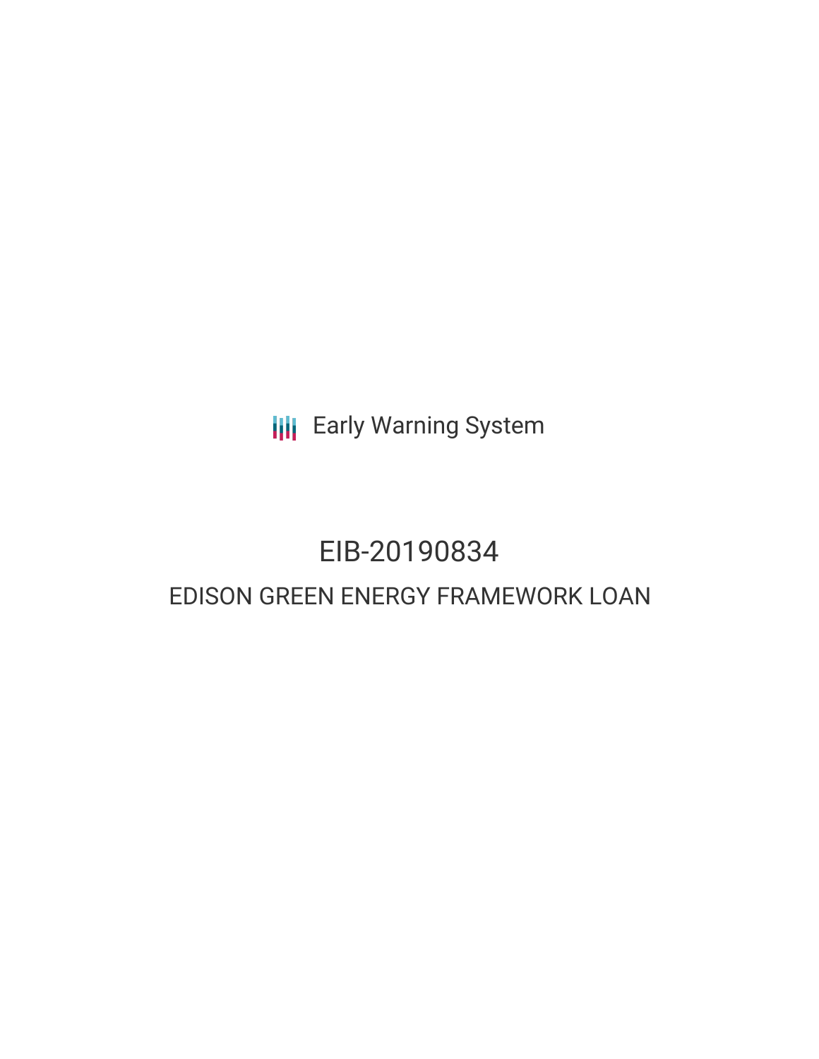Early Warning System

# EIB-20190834

## EDISON GREEN ENERGY FRAMEWORK LOAN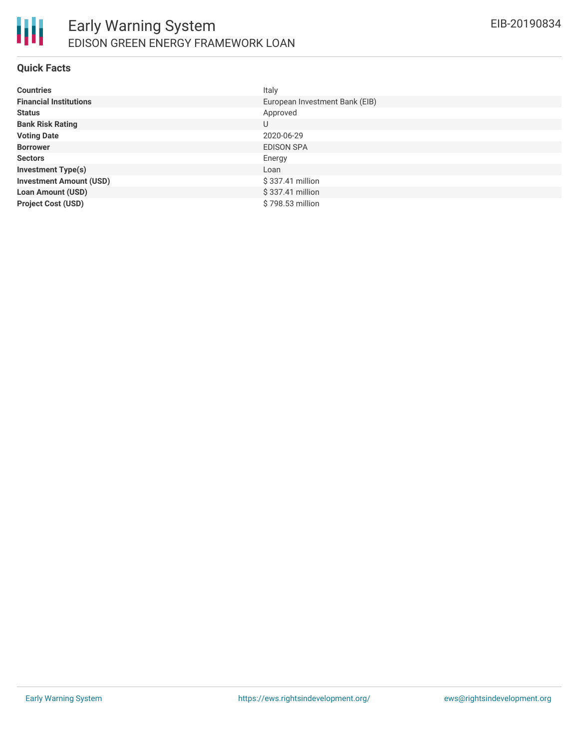## Quick Facts

| | |
|---|---|
| **Countries** | Italy |
| **Financial Institutions** | European Investment Bank (EIB) |
| **Status** | Approved |
| **Bank Risk Rating** | U |
| **Voting Date** | 2020-06-29 |
| **Borrower** | EDISON SPA |
| **Sectors** | Energy |
| **Investment Type(s)** | Loan |
| **Investment Amount (USD)** | $ 337.41 million |
| **Loan Amount (USD)** | $ 337.41 million |
| **Project Cost (USD)** | $ 798.53 million |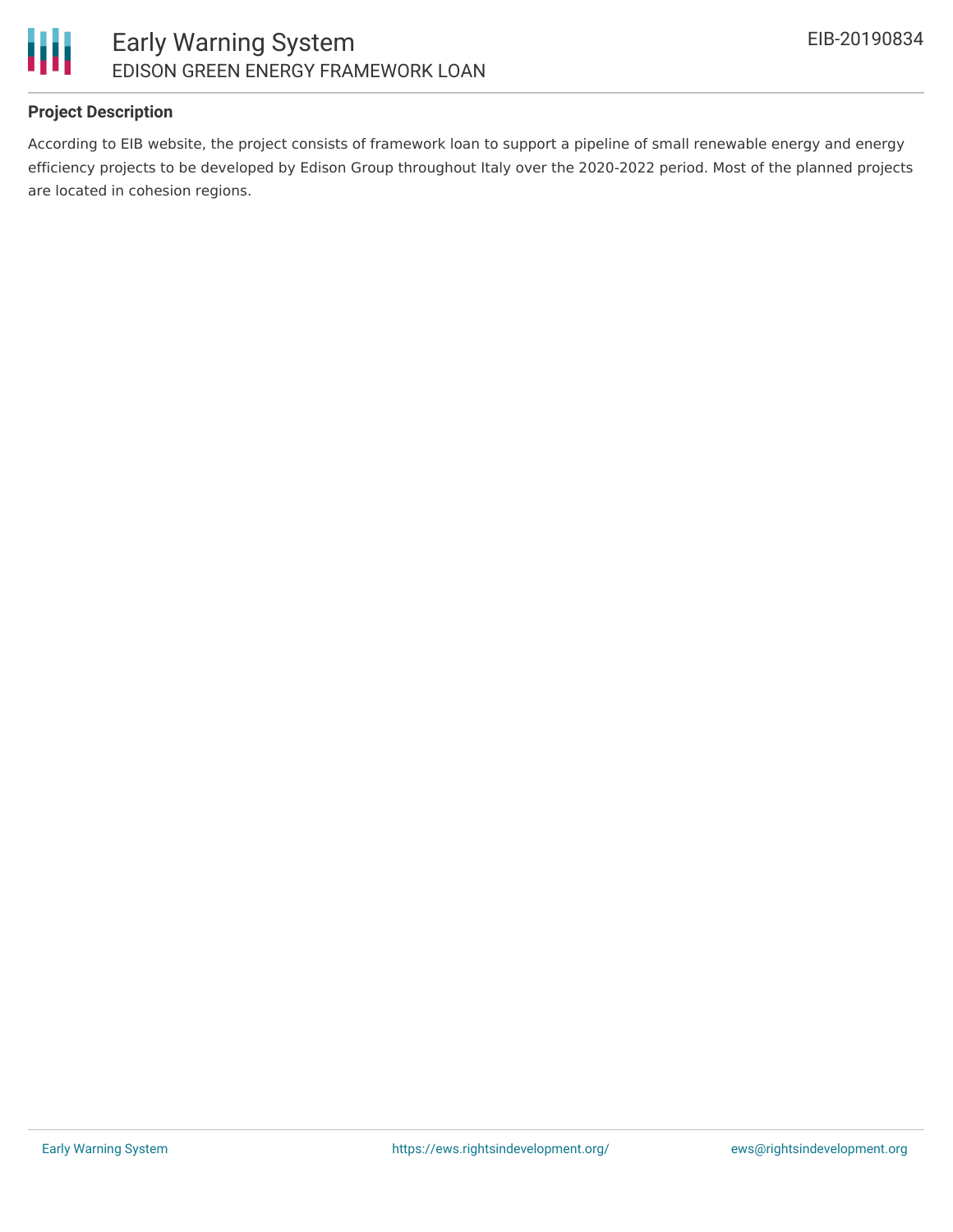## Project Description

According to EIB website, the project consists of framework loan to support a pipeline of small renewable energy and energy efficiency projects to be developed by Edison Group throughout Italy over the 2020-2022 period. Most of the planned projects are located in cohesion regions.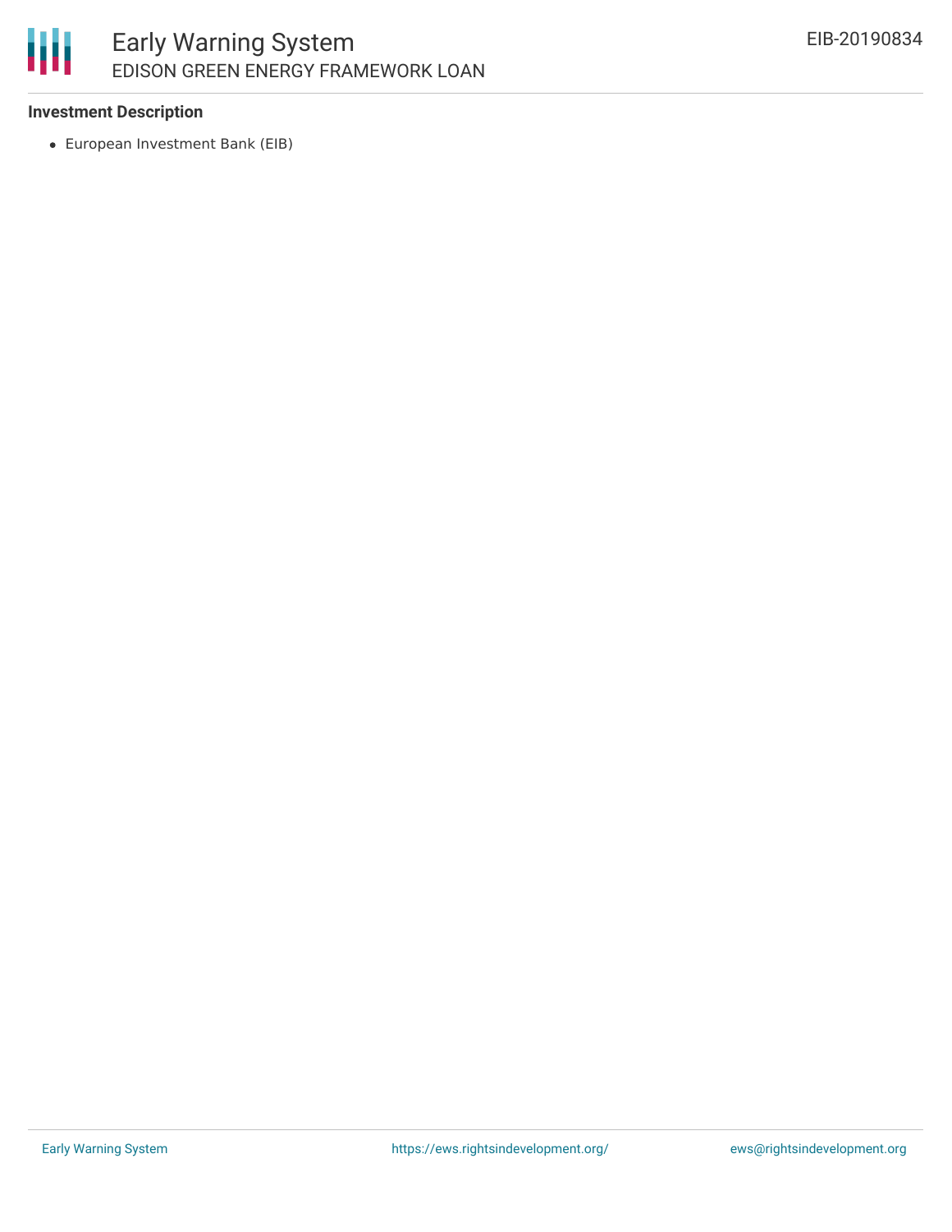**Investment Description**

- European Investment Bank (EIB)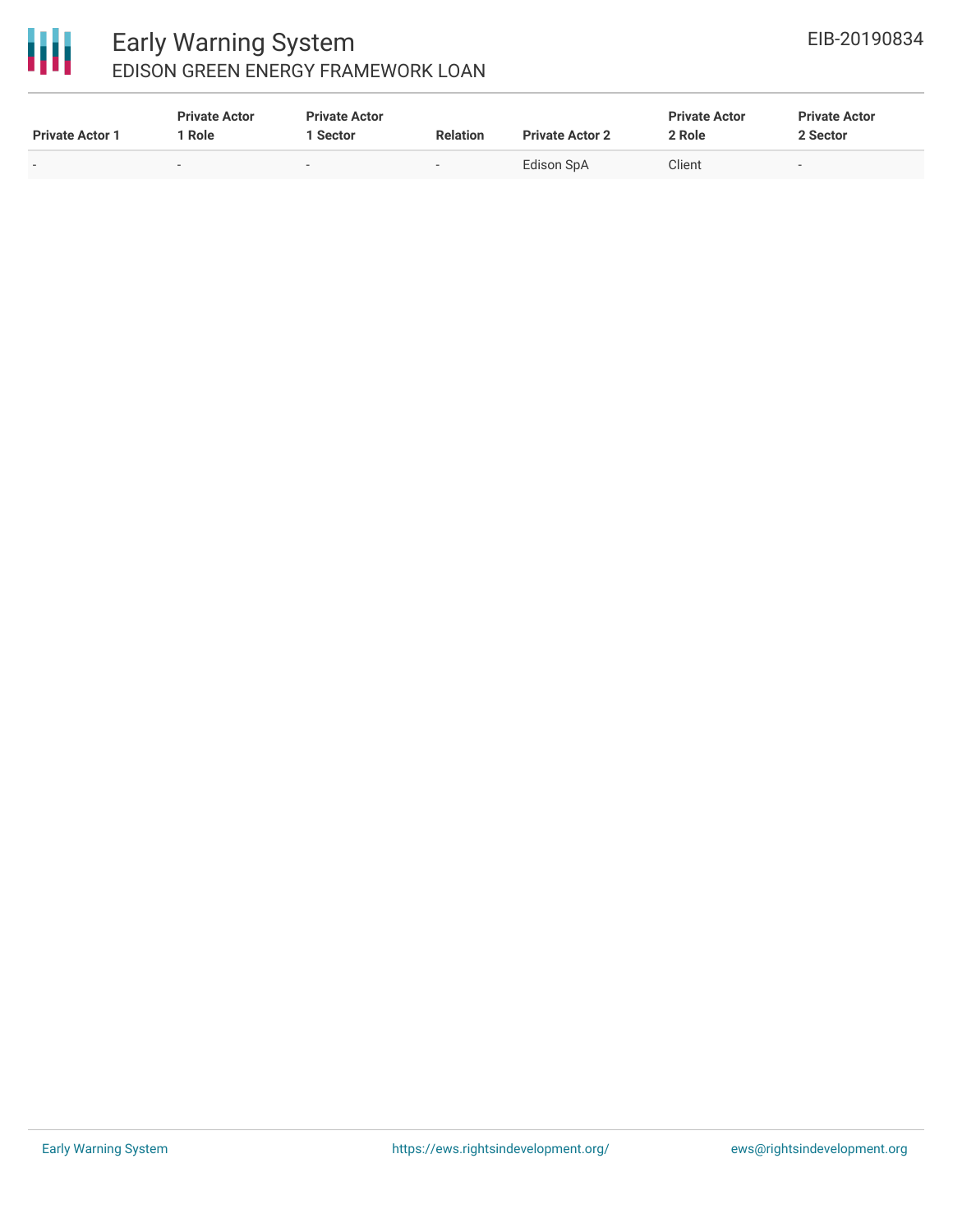| Private Actor 1 | Private Actor 1 Role | Private Actor 1 Sector | Relation | Private Actor 2 | Private Actor 2 Role | Private Actor 2 Sector |
|---|---|---|---|---|---|---|
| - | - | - | - | Edison SpA | Client | - |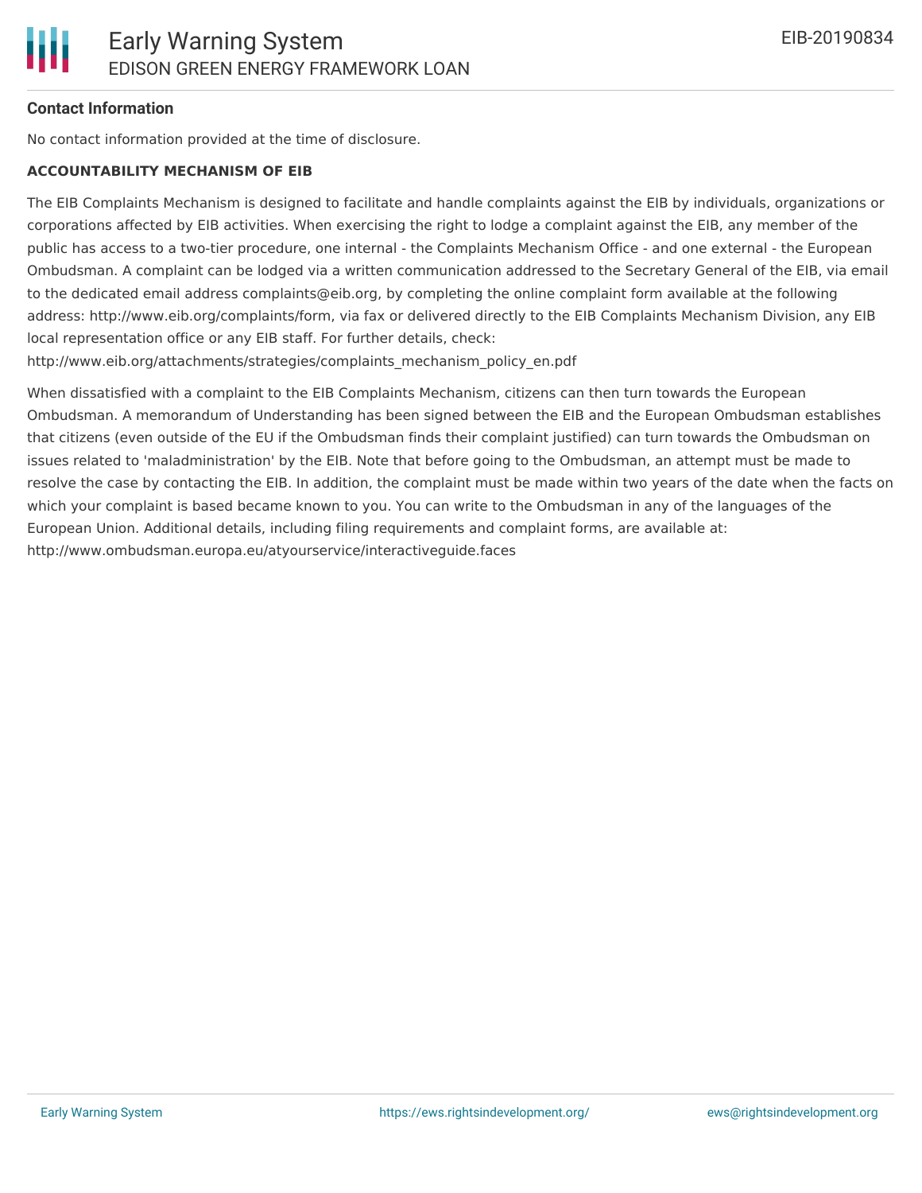### Contact Information

No contact information provided at the time of disclosure.

**ACCOUNTABILITY MECHANISM OF EIB**

The EIB Complaints Mechanism is designed to facilitate and handle complaints against the EIB by individuals, organizations or corporations affected by EIB activities. When exercising the right to lodge a complaint against the EIB, any member of the public has access to a two-tier procedure, one internal - the Complaints Mechanism Office - and one external - the European Ombudsman. A complaint can be lodged via a written communication addressed to the Secretary General of the EIB, via email to the dedicated email address complaints@eib.org, by completing the online complaint form available at the following address: http://www.eib.org/complaints/form, via fax or delivered directly to the EIB Complaints Mechanism Division, any EIB local representation office or any EIB staff. For further details, check: http://www.eib.org/attachments/strategies/complaints_mechanism_policy_en.pdf

When dissatisfied with a complaint to the EIB Complaints Mechanism, citizens can then turn towards the European Ombudsman. A memorandum of Understanding has been signed between the EIB and the European Ombudsman establishes that citizens (even outside of the EU if the Ombudsman finds their complaint justified) can turn towards the Ombudsman on issues related to 'maladministration' by the EIB. Note that before going to the Ombudsman, an attempt must be made to resolve the case by contacting the EIB. In addition, the complaint must be made within two years of the date when the facts on which your complaint is based became known to you. You can write to the Ombudsman in any of the languages of the European Union. Additional details, including filing requirements and complaint forms, are available at: http://www.ombudsman.europa.eu/atyourservice/interactiveguide.faces